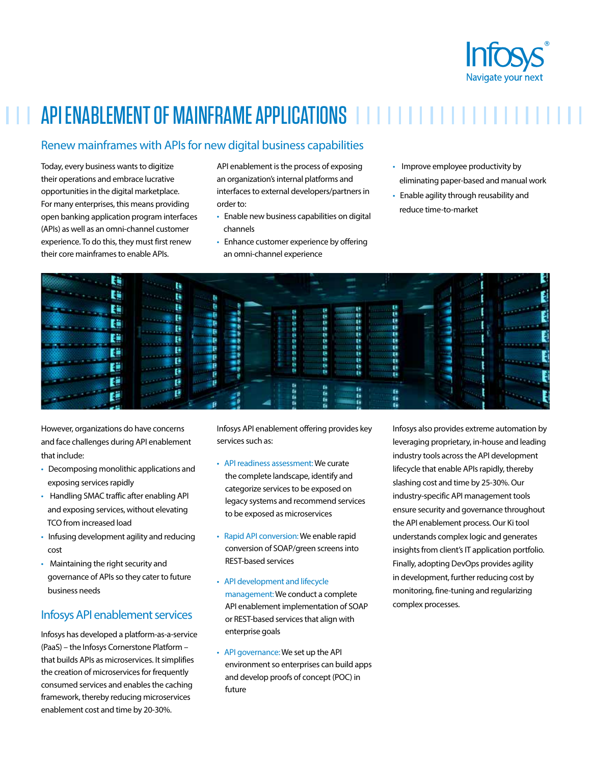Infosys®
Navigate your next

# API ENABLEMENT OF MAINFRAME APPLICATIONS

## Renew mainframes with APIs for new digital business capabilities

Today, every business wants to digitize their operations and embrace lucrative opportunities in the digital marketplace. For many enterprises, this means providing open banking application program interfaces (APIs) as well as an omni-channel customer experience. To do this, they must first renew their core mainframes to enable APIs.

API enablement is the process of exposing an organization's internal platforms and interfaces to external developers/partners in order to:

- Enable new business capabilities on digital channels
- Enhance customer experience by offering an omni-channel experience
- Improve employee productivity by eliminating paper-based and manual work
- Enable agility through reusability and reduce time-to-market

However, organizations do have concerns and face challenges during API enablement that include:

- Decomposing monolithic applications and exposing services rapidly
- Handling SMAC traffic after enabling API and exposing services, without elevating TCO from increased load
- Infusing development agility and reducing cost
- Maintaining the right security and governance of APIs so they cater to future business needs

## Infosys API enablement services

Infosys has developed a platform-as-a-service (PaaS) – the Infosys Cornerstone Platform – that builds APIs as microservices. It simplifies the creation of microservices for frequently consumed services and enables the caching framework, thereby reducing microservices enablement cost and time by 20-30%.

Infosys API enablement offering provides key services such as:

- API readiness assessment: We curate the complete landscape, identify and categorize services to be exposed on legacy systems and recommend services to be exposed as microservices
- Rapid API conversion: We enable rapid conversion of SOAP/green screens into REST-based services
- API development and lifecycle management: We conduct a complete API enablement implementation of SOAP or REST-based services that align with enterprise goals
- API governance: We set up the API environment so enterprises can build apps and develop proofs of concept (POC) in future

Infosys also provides extreme automation by leveraging proprietary, in-house and leading industry tools across the API development lifecycle that enable APIs rapidly, thereby slashing cost and time by 25-30%. Our industry-specific API management tools ensure security and governance throughout the API enablement process. Our Ki tool understands complex logic and generates insights from client's IT application portfolio. Finally, adopting DevOps provides agility in development, further reducing cost by monitoring, fine-tuning and regularizing complex processes.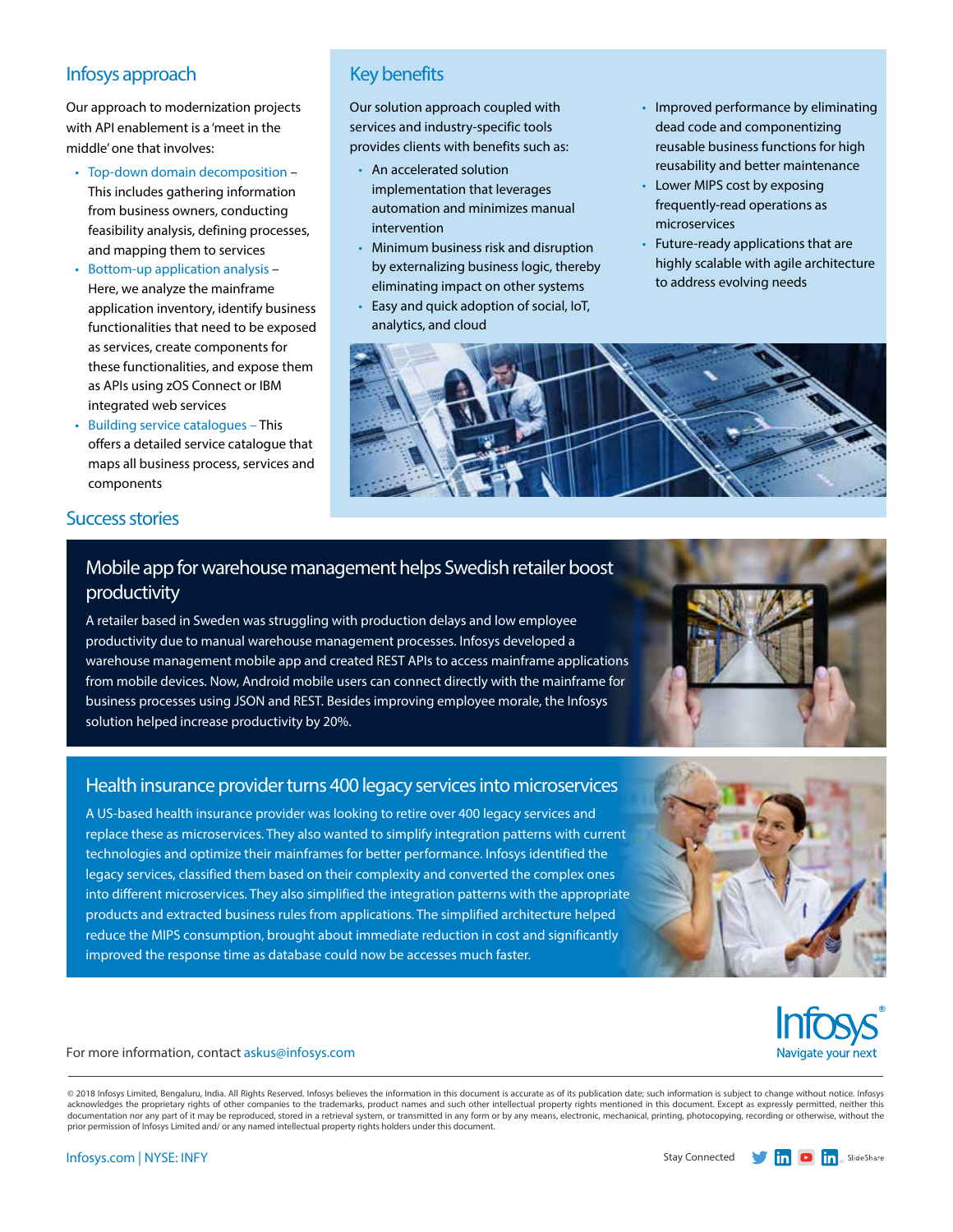## Infosys approach

Our approach to modernization projects with API enablement is a 'meet in the middle' one that involves:

- Top-down domain decomposition – This includes gathering information from business owners, conducting feasibility analysis, defining processes, and mapping them to services
- Bottom-up application analysis – Here, we analyze the mainframe application inventory, identify business functionalities that need to be exposed as services, create components for these functionalities, and expose them as APIs using zOS Connect or IBM integrated web services
- Building service catalogues – This offers a detailed service catalogue that maps all business process, services and components

## Key benefits

Our solution approach coupled with services and industry-specific tools provides clients with benefits such as:

- An accelerated solution implementation that leverages automation and minimizes manual intervention
- Minimum business risk and disruption by externalizing business logic, thereby eliminating impact on other systems
- Easy and quick adoption of social, IoT, analytics, and cloud
- Improved performance by eliminating dead code and componentizing reusable business functions for high reusability and better maintenance
- Lower MIPS cost by exposing frequently-read operations as microservices
- Future-ready applications that are highly scalable with agile architecture to address evolving needs

## Success stories

### Mobile app for warehouse management helps Swedish retailer boost productivity

A retailer based in Sweden was struggling with production delays and low employee productivity due to manual warehouse management processes. Infosys developed a warehouse management mobile app and created REST APIs to access mainframe applications from mobile devices. Now, Android mobile users can connect directly with the mainframe for business processes using JSON and REST. Besides improving employee morale, the Infosys solution helped increase productivity by 20%.

### Health insurance provider turns 400 legacy services into microservices

A US-based health insurance provider was looking to retire over 400 legacy services and replace these as microservices. They also wanted to simplify integration patterns with current technologies and optimize their mainframes for better performance. Infosys identified the legacy services, classified them based on their complexity and converted the complex ones into different microservices. They also simplified the integration patterns with the appropriate products and extracted business rules from applications. The simplified architecture helped reduce the MIPS consumption, brought about immediate reduction in cost and significantly improved the response time as database could now be accesses much faster.

For more information, contact askus@infosys.com

Infosys® Navigate your next

© 2018 Infosys Limited, Bengaluru, India. All Rights Reserved. Infosys believes the information in this document is accurate as of its publication date; such information is subject to change without notice. Infosys acknowledges the proprietary rights of other companies to the trademarks, product names and such other intellectual property rights mentioned in this document. Except as expressly permitted, neither this documentation nor any part of it may be reproduced, stored in a retrieval system, or transmitted in any form or by any means, electronic, mechanical, printing, photocopying, recording or otherwise, without the prior permission of Infosys Limited and/ or any named intellectual property rights holders under this document.

Infosys.com | NYSE: INFY

Stay Connected